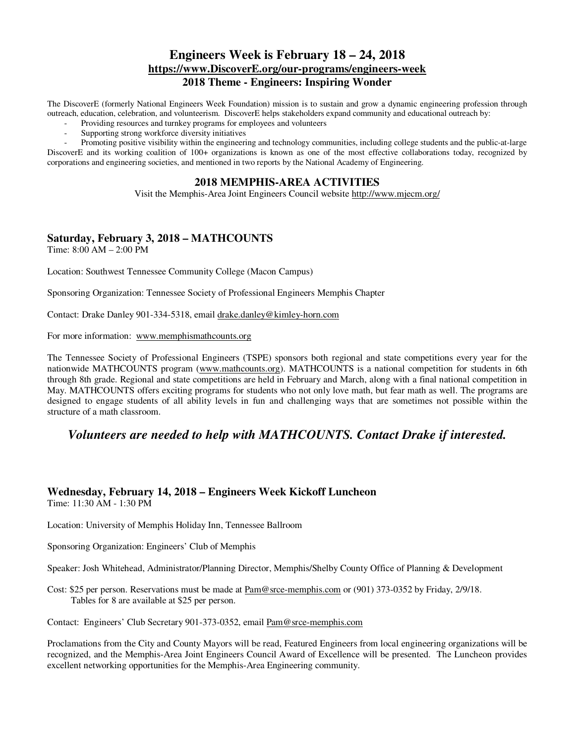# Engineers Week is February 18 – 24, 2018

**https://www.DiscoverE.org/our-programs/engineers-week**

**2018 Theme - Engineers: Inspiring Wonder**

The DiscoverE (formerly National Engineers Week Foundation) mission is to sustain and grow a dynamic engineering profession through outreach, education, celebration, and volunteerism. DiscoverE helps stakeholders expand community and educational outreach by:

- Providing resources and turnkey programs for employees and volunteers
- Supporting strong workforce diversity initiatives
- Promoting positive visibility within the engineering and technology communities, including college students and the public-at-large

DiscoverE and its working coalition of 100+ organizations is known as one of the most effective collaborations today, recognized by corporations and engineering societies, and mentioned in two reports by the National Academy of Engineering.

## 2018 MEMPHIS-AREA ACTIVITIES

Visit the Memphis-Area Joint Engineers Council website http://www.mjecm.org/

### Saturday, February 3, 2018 – MATHCOUNTS

Time: 8:00 AM – 2:00 PM

Location: Southwest Tennessee Community College (Macon Campus)

Sponsoring Organization: Tennessee Society of Professional Engineers Memphis Chapter

Contact: Drake Danley 901-334-5318, email drake.danley@kimley-horn.com

For more information: www.memphismathcounts.org

The Tennessee Society of Professional Engineers (TSPE) sponsors both regional and state competitions every year for the nationwide MATHCOUNTS program (www.mathcounts.org). MATHCOUNTS is a national competition for students in 6th through 8th grade. Regional and state competitions are held in February and March, along with a final national competition in May. MATHCOUNTS offers exciting programs for students who not only love math, but fear math as well. The programs are designed to engage students of all ability levels in fun and challenging ways that are sometimes not possible within the structure of a math classroom.

***Volunteers are needed to help with MATHCOUNTS. Contact Drake if interested.***

### Wednesday, February 14, 2018 – Engineers Week Kickoff Luncheon

Time: 11:30 AM - 1:30 PM

Location: University of Memphis Holiday Inn, Tennessee Ballroom

Sponsoring Organization: Engineers' Club of Memphis

Speaker: Josh Whitehead, Administrator/Planning Director, Memphis/Shelby County Office of Planning & Development

Cost: $25 per person. Reservations must be made at Pam@srce-memphis.com or (901) 373-0352 by Friday, 2/9/18.
Tables for 8 are available at $25 per person.

Contact: Engineers' Club Secretary 901-373-0352, email Pam@srce-memphis.com

Proclamations from the City and County Mayors will be read, Featured Engineers from local engineering organizations will be recognized, and the Memphis-Area Joint Engineers Council Award of Excellence will be presented. The Luncheon provides excellent networking opportunities for the Memphis-Area Engineering community.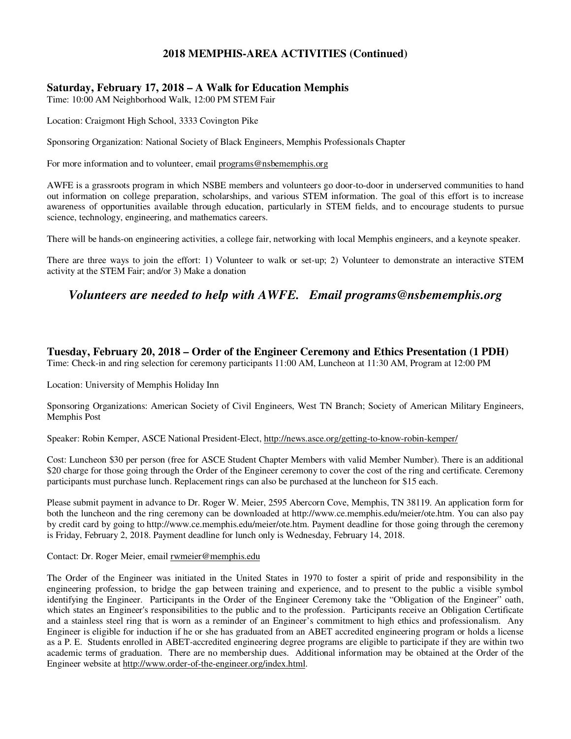## 2018 MEMPHIS-AREA ACTIVITIES (Continued)

### Saturday, February 17, 2018 – A Walk for Education Memphis

Time: 10:00 AM Neighborhood Walk, 12:00 PM STEM Fair

Location: Craigmont High School, 3333 Covington Pike

Sponsoring Organization: National Society of Black Engineers, Memphis Professionals Chapter

For more information and to volunteer, email programs@nsbememphis.org

AWFE is a grassroots program in which NSBE members and volunteers go door-to-door in underserved communities to hand out information on college preparation, scholarships, and various STEM information. The goal of this effort is to increase awareness of opportunities available through education, particularly in STEM fields, and to encourage students to pursue science, technology, engineering, and mathematics careers.

There will be hands-on engineering activities, a college fair, networking with local Memphis engineers, and a keynote speaker.

There are three ways to join the effort: 1) Volunteer to walk or set-up; 2) Volunteer to demonstrate an interactive STEM activity at the STEM Fair; and/or 3) Make a donation

***Volunteers are needed to help with AWFE. Email programs@nsbememphis.org***

### Tuesday, February 20, 2018 – Order of the Engineer Ceremony and Ethics Presentation (1 PDH)

Time: Check-in and ring selection for ceremony participants 11:00 AM, Luncheon at 11:30 AM, Program at 12:00 PM

Location: University of Memphis Holiday Inn

Sponsoring Organizations: American Society of Civil Engineers, West TN Branch; Society of American Military Engineers, Memphis Post

Speaker: Robin Kemper, ASCE National President-Elect, http://news.asce.org/getting-to-know-robin-kemper/

Cost: Luncheon $30 per person (free for ASCE Student Chapter Members with valid Member Number). There is an additional $20 charge for those going through the Order of the Engineer ceremony to cover the cost of the ring and certificate. Ceremony participants must purchase lunch. Replacement rings can also be purchased at the luncheon for $15 each.

Please submit payment in advance to Dr. Roger W. Meier, 2595 Abercorn Cove, Memphis, TN 38119. An application form for both the luncheon and the ring ceremony can be downloaded at http://www.ce.memphis.edu/meier/ote.htm. You can also pay by credit card by going to http://www.ce.memphis.edu/meier/ote.htm. Payment deadline for those going through the ceremony is Friday, February 2, 2018. Payment deadline for lunch only is Wednesday, February 14, 2018.

Contact: Dr. Roger Meier, email rwmeier@memphis.edu

The Order of the Engineer was initiated in the United States in 1970 to foster a spirit of pride and responsibility in the engineering profession, to bridge the gap between training and experience, and to present to the public a visible symbol identifying the Engineer. Participants in the Order of the Engineer Ceremony take the "Obligation of the Engineer" oath, which states an Engineer's responsibilities to the public and to the profession. Participants receive an Obligation Certificate and a stainless steel ring that is worn as a reminder of an Engineer's commitment to high ethics and professionalism. Any Engineer is eligible for induction if he or she has graduated from an ABET accredited engineering program or holds a license as a P. E. Students enrolled in ABET-accredited engineering degree programs are eligible to participate if they are within two academic terms of graduation. There are no membership dues. Additional information may be obtained at the Order of the Engineer website at http://www.order-of-the-engineer.org/index.html.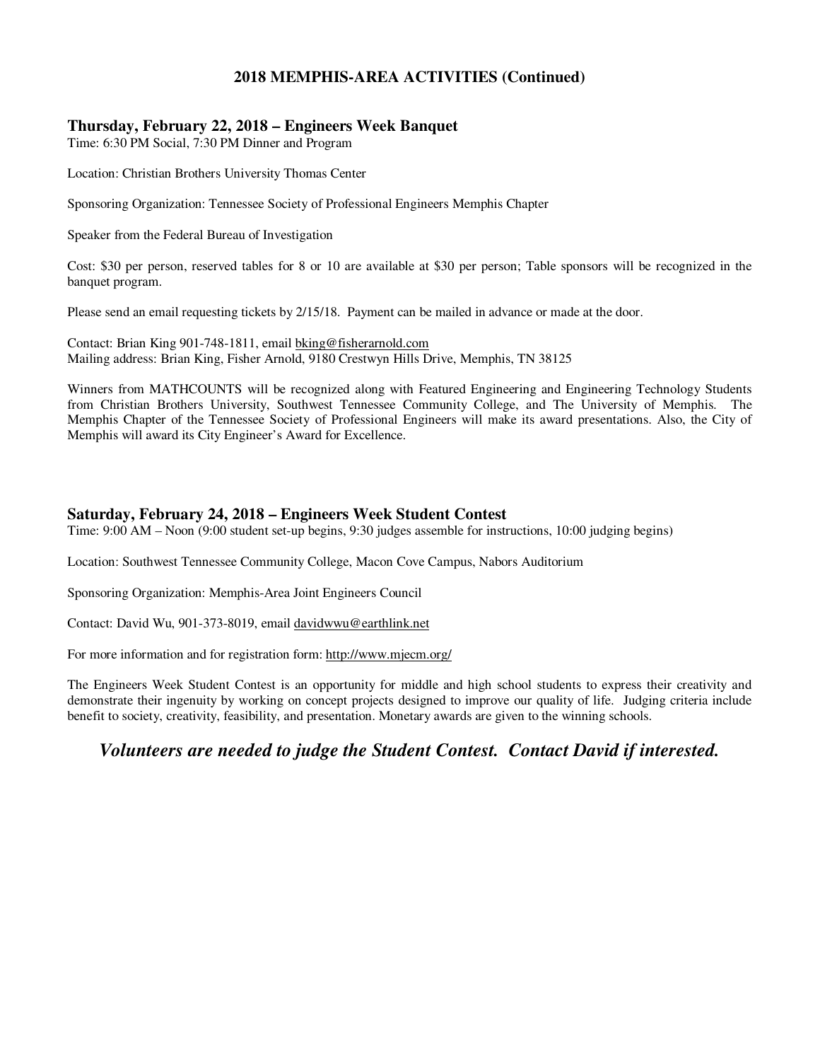## 2018 MEMPHIS-AREA ACTIVITIES (Continued)

### Thursday, February 22, 2018 – Engineers Week Banquet

Time: 6:30 PM Social, 7:30 PM Dinner and Program

Location: Christian Brothers University Thomas Center

Sponsoring Organization: Tennessee Society of Professional Engineers Memphis Chapter

Speaker from the Federal Bureau of Investigation

Cost: $30 per person, reserved tables for 8 or 10 are available at $30 per person; Table sponsors will be recognized in the banquet program.

Please send an email requesting tickets by 2/15/18. Payment can be mailed in advance or made at the door.

Contact: Brian King 901-748-1811, email bking@fisherarnold.com
Mailing address: Brian King, Fisher Arnold, 9180 Crestwyn Hills Drive, Memphis, TN 38125

Winners from MATHCOUNTS will be recognized along with Featured Engineering and Engineering Technology Students from Christian Brothers University, Southwest Tennessee Community College, and The University of Memphis. The Memphis Chapter of the Tennessee Society of Professional Engineers will make its award presentations. Also, the City of Memphis will award its City Engineer's Award for Excellence.

### Saturday, February 24, 2018 – Engineers Week Student Contest

Time: 9:00 AM – Noon (9:00 student set-up begins, 9:30 judges assemble for instructions, 10:00 judging begins)

Location: Southwest Tennessee Community College, Macon Cove Campus, Nabors Auditorium

Sponsoring Organization: Memphis-Area Joint Engineers Council

Contact: David Wu, 901-373-8019, email davidwwu@earthlink.net

For more information and for registration form: http://www.mjecm.org/

The Engineers Week Student Contest is an opportunity for middle and high school students to express their creativity and demonstrate their ingenuity by working on concept projects designed to improve our quality of life. Judging criteria include benefit to society, creativity, feasibility, and presentation. Monetary awards are given to the winning schools.

***Volunteers are needed to judge the Student Contest. Contact David if interested.***